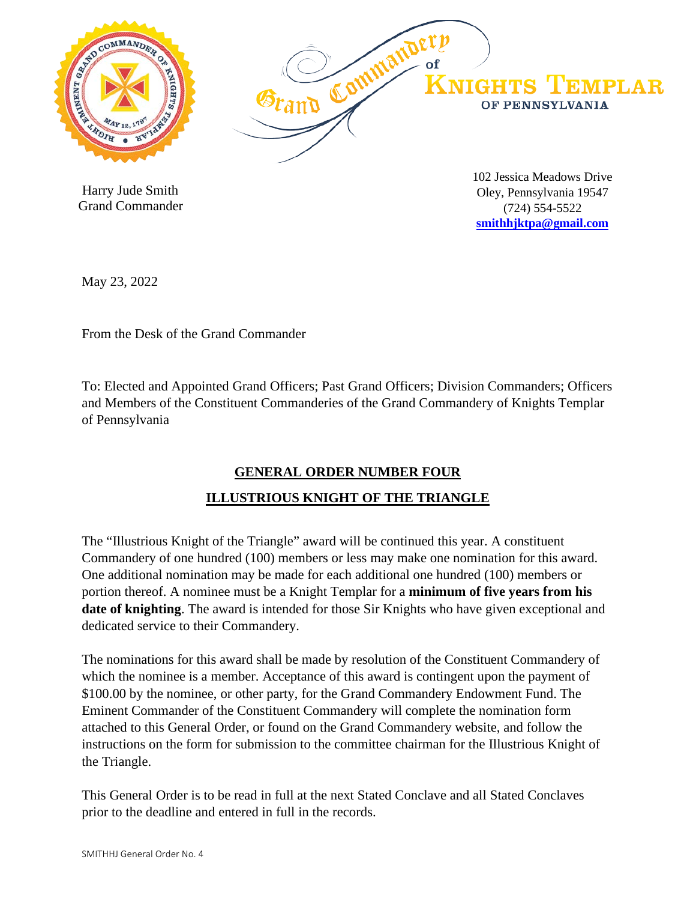Grand Commandery of

**KNIGHTS TEMPLAR**

OF PENNSYLVANIA

Harry Jude Smith
Grand Commander

102 Jessica Meadows Drive
Oley, Pennsylvania 19547
(724) 554-5522
**smithhjktpa@gmail.com**

May 23, 2022

From the Desk of the Grand Commander

To: Elected and Appointed Grand Officers; Past Grand Officers; Division Commanders; Officers and Members of the Constituent Commanderies of the Grand Commandery of Knights Templar of Pennsylvania

## GENERAL ORDER NUMBER FOUR

## ILLUSTRIOUS KNIGHT OF THE TRIANGLE

The "Illustrious Knight of the Triangle" award will be continued this year. A constituent Commandery of one hundred (100) members or less may make one nomination for this award. One additional nomination may be made for each additional one hundred (100) members or portion thereof. A nominee must be a Knight Templar for a **minimum of five years from his date of knighting**. The award is intended for those Sir Knights who have given exceptional and dedicated service to their Commandery.

The nominations for this award shall be made by resolution of the Constituent Commandery of which the nominee is a member. Acceptance of this award is contingent upon the payment of $100.00 by the nominee, or other party, for the Grand Commandery Endowment Fund. The Eminent Commander of the Constituent Commandery will complete the nomination form attached to this General Order, or found on the Grand Commandery website, and follow the instructions on the form for submission to the committee chairman for the Illustrious Knight of the Triangle.

This General Order is to be read in full at the next Stated Conclave and all Stated Conclaves prior to the deadline and entered in full in the records.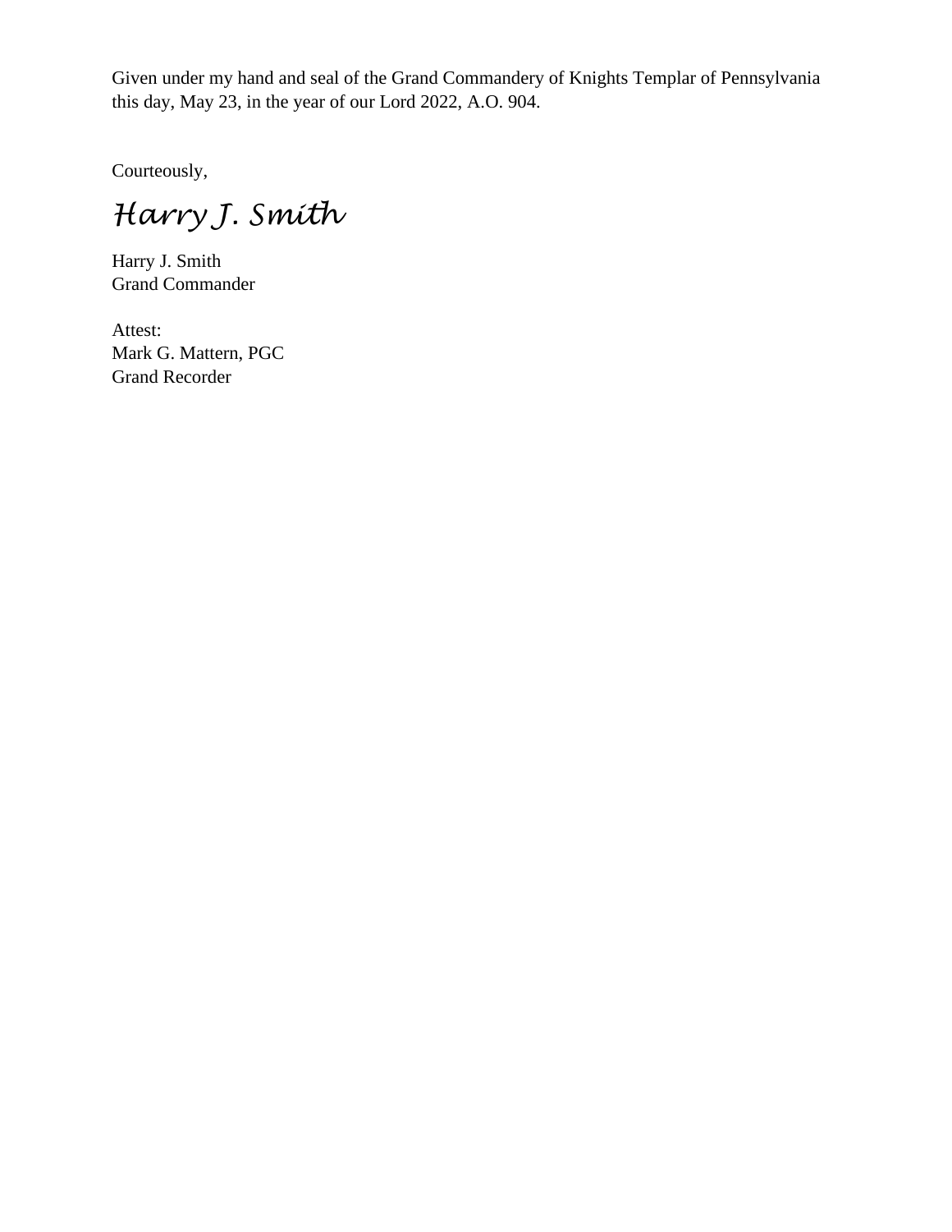Given under my hand and seal of the Grand Commandery of Knights Templar of Pennsylvania this day, May 23, in the year of our Lord 2022, A.O. 904.

Courteously,

*Harry J. Smith*

Harry J. Smith  
Grand Commander

Attest:  
Mark G. Mattern, PGC  
Grand Recorder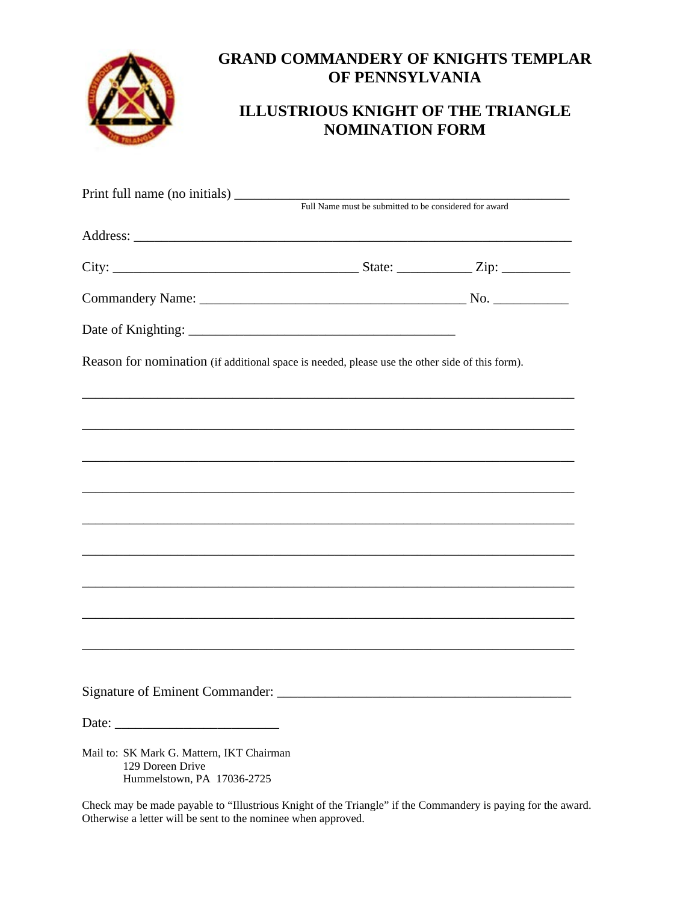# GRAND COMMANDERY OF KNIGHTS TEMPLAR OF PENNSYLVANIA

## ILLUSTRIOUS KNIGHT OF THE TRIANGLE NOMINATION FORM

Print full name (no initials) ______________________________________________

Full Name must be submitted to be considered for award

Address: _______________________________________________________________

City: ___________________________________ State: ___________ Zip: __________

Commandery Name: ________________________________________ No. ___________

Date of Knighting: ________________________________________

Reason for nomination (if additional space is needed, please use the other side of this form).

___________________________________________________________________________

___________________________________________________________________________

___________________________________________________________________________

___________________________________________________________________________

___________________________________________________________________________

___________________________________________________________________________

___________________________________________________________________________

___________________________________________________________________________

___________________________________________________________________________

Signature of Eminent Commander: ____________________________________________

Date: _________________________

Mail to: SK Mark G. Mattern, IKT Chairman
129 Doreen Drive
Hummelstown, PA 17036-2725

Check may be made payable to "Illustrious Knight of the Triangle" if the Commandery is paying for the award. Otherwise a letter will be sent to the nominee when approved.